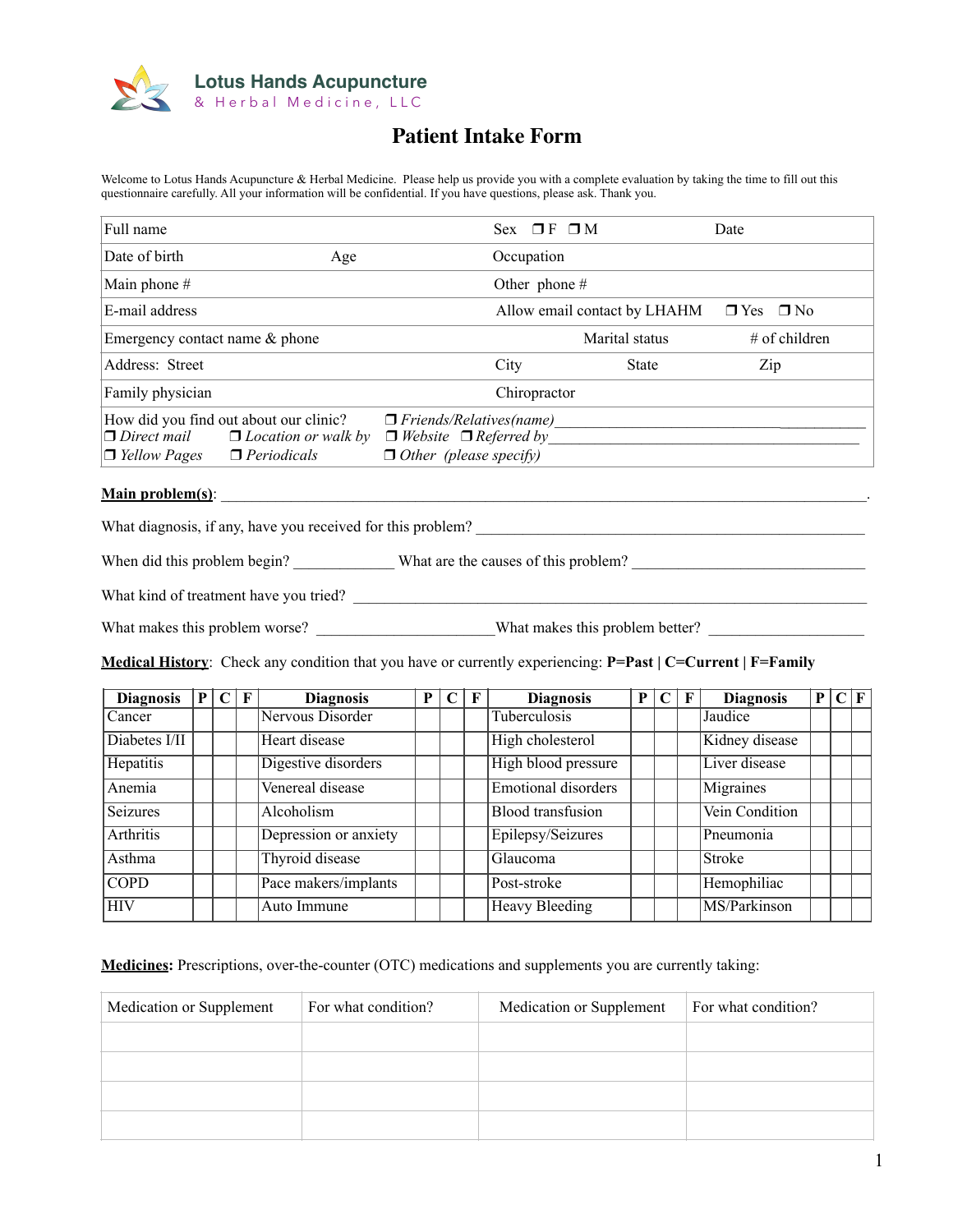Lotus Hands Acupuncture
& Herbal Medicine, LLC

# Patient Intake Form

Welcome to Lotus Hands Acupuncture & Herbal Medicine. Please help us provide you with a complete evaluation by taking the time to fill out this questionnaire carefully. All your information will be confidential. If you have questions, please ask. Thank you.

| | | |
|---|---|---|
| Full name | Sex ❒ F ❒ M | Date |
| Date of birth Age | Occupation | |
| Main phone # | Other phone # | |
| E-mail address | Allow email contact by LHAHM | ❒ Yes ❒ No |
| Emergency contact name & phone | Marital status | # of children |
| Address: Street | City State | Zip |
| Family physician | Chiropractor | |
| How did you find out about our clinic? ❒ *Direct mail* ❒ *Location or walk by* ❒ *Yellow Pages* ❒ *Periodicals* | ❒ *Friends/Relatives(name)*\_\_\_\_\_\_\_\_\_\_ ❒ *Website* ❒ *Referred by*\_\_\_\_\_\_\_\_\_\_ ❒ *Other (please specify)* | |

**Main problem(s)**: \_\_\_\_\_\_\_\_\_\_\_\_\_\_\_\_\_\_\_\_\_\_\_\_\_\_\_\_\_\_\_\_\_\_\_\_\_\_\_\_\_\_\_\_\_\_\_\_\_\_\_\_\_\_\_\_.

What diagnosis, if any, have you received for this problem? \_\_\_\_\_\_\_\_\_\_\_\_\_\_\_\_\_\_\_\_\_\_\_\_\_\_\_\_\_\_\_\_\_\_\_\_

When did this problem begin? \_\_\_\_\_\_\_\_\_\_\_\_ What are the causes of this problem? \_\_\_\_\_\_\_\_\_\_\_\_\_\_\_\_\_\_\_\_\_\_\_\_\_\_\_\_\_\_

What kind of treatment have you tried? \_\_\_\_\_\_\_\_\_\_\_\_\_\_\_\_\_\_\_\_\_\_\_\_\_\_\_\_\_\_\_\_\_\_\_\_\_\_\_\_\_\_\_\_\_\_\_\_\_\_\_\_\_\_\_\_\_

What makes this problem worse? \_\_\_\_\_\_\_\_\_\_\_\_\_\_\_\_\_\_\_\_\_\_ What makes this problem better? \_\_\_\_\_\_\_\_\_\_\_\_\_\_\_\_\_\_\_\_

**Medical History**: Check any condition that you have or currently experiencing: **P=Past | C=Current | F=Family**

| Diagnosis | P | C | F | Diagnosis | P | C | F | Diagnosis | P | C | F | Diagnosis | P | C | F |
|---|---|---|---|---|---|---|---|---|---|---|---|---|---|---|---|
| Cancer | | | | Nervous Disorder | | | | Tuberculosis | | | | Jaudice | | | |
| Diabetes I/II | | | | Heart disease | | | | High cholesterol | | | | Kidney disease | | | |
| Hepatitis | | | | Digestive disorders | | | | High blood pressure | | | | Liver disease | | | |
| Anemia | | | | Venereal disease | | | | Emotional disorders | | | | Migraines | | | |
| Seizures | | | | Alcoholism | | | | Blood transfusion | | | | Vein Condition | | | |
| Arthritis | | | | Depression or anxiety | | | | Epilepsy/Seizures | | | | Pneumonia | | | |
| Asthma | | | | Thyroid disease | | | | Glaucoma | | | | Stroke | | | |
| COPD | | | | Pace makers/implants | | | | Post-stroke | | | | Hemophiliac | | | |
| HIV | | | | Auto Immune | | | | Heavy Bleeding | | | | MS/Parkinson | | | |

**Medicines:** Prescriptions, over-the-counter (OTC) medications and supplements you are currently taking:

| Medication or Supplement | For what condition? | Medication or Supplement | For what condition? |
|---|---|---|---|
| | | | |
| | | | |
| | | | |
| | | | |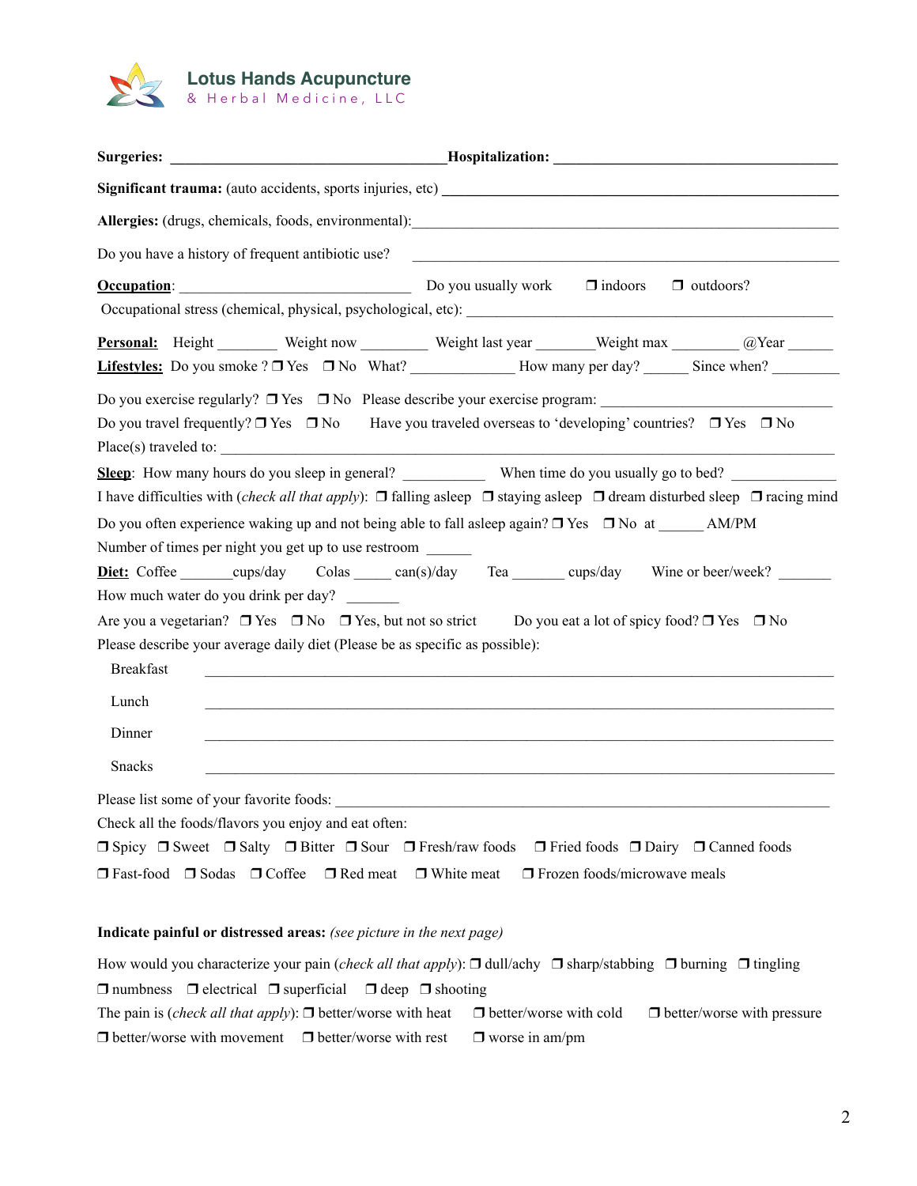**Lotus Hands Acupuncture**
& Herbal Medicine, LLC

**Surgeries:** ________________________ **Hospitalization:** ________________________

**Significant trauma:** (auto accidents, sports injuries, etc) ________________________

**Allergies:** (drugs, chemicals, foods, environmental):________________________

Do you have a history of frequent antibiotic use? ________________________

**Occupation**: ____________________ Do you usually work ❒ indoors ❒ outdoors?

Occupational stress (chemical, physical, psychological, etc): ________________________

**Personal:** Height ________ Weight now _________ Weight last year ________Weight max _________ @Year ______

**Lifestyles:** Do you smoke ? ❒ Yes ❒ No What? ______________ How many per day? ______ Since when? _________

Do you exercise regularly? ❒ Yes ❒ No Please describe your exercise program: ________________________

Do you travel frequently? ❒ Yes ❒ No Have you traveled overseas to 'developing' countries? ❒ Yes ❒ No

Place(s) traveled to: ________________________

**Sleep**: How many hours do you sleep in general? ___________ When time do you usually go to bed? ______________

I have difficulties with (*check all that apply*): ❒ falling asleep ❒ staying asleep ❒ dream disturbed sleep ❒ racing mind

Do you often experience waking up and not being able to fall asleep again? ❒ Yes ❒ No at ______ AM/PM

Number of times per night you get up to use restroom ______

**Diet:** Coffee _______cups/day Colas _____ can(s)/day Tea _______ cups/day Wine or beer/week? _______

How much water do you drink per day? _______

Are you a vegetarian? ❒ Yes ❒ No ❒ Yes, but not so strict Do you eat a lot of spicy food? ❒ Yes ❒ No

Please describe your average daily diet (Please be as specific as possible):

Breakfast ________________________

Lunch ________________________

Dinner ________________________

Snacks ________________________

Please list some of your favorite foods: ________________________

Check all the foods/flavors you enjoy and eat often:

❒ Spicy ❒ Sweet ❒ Salty ❒ Bitter ❒ Sour ❒ Fresh/raw foods ❒ Fried foods ❒ Dairy ❒ Canned foods

❒ Fast-food ❒ Sodas ❒ Coffee ❒ Red meat ❒ White meat ❒ Frozen foods/microwave meals

**Indicate painful or distressed areas:** *(see picture in the next page)*

How would you characterize your pain (*check all that apply*): ❒ dull/achy ❒ sharp/stabbing ❒ burning ❒ tingling

❒ numbness ❒ electrical ❒ superficial ❒ deep ❒ shooting

The pain is (*check all that apply*): ❒ better/worse with heat ❒ better/worse with cold ❒ better/worse with pressure

❒ better/worse with movement ❒ better/worse with rest ❒ worse in am/pm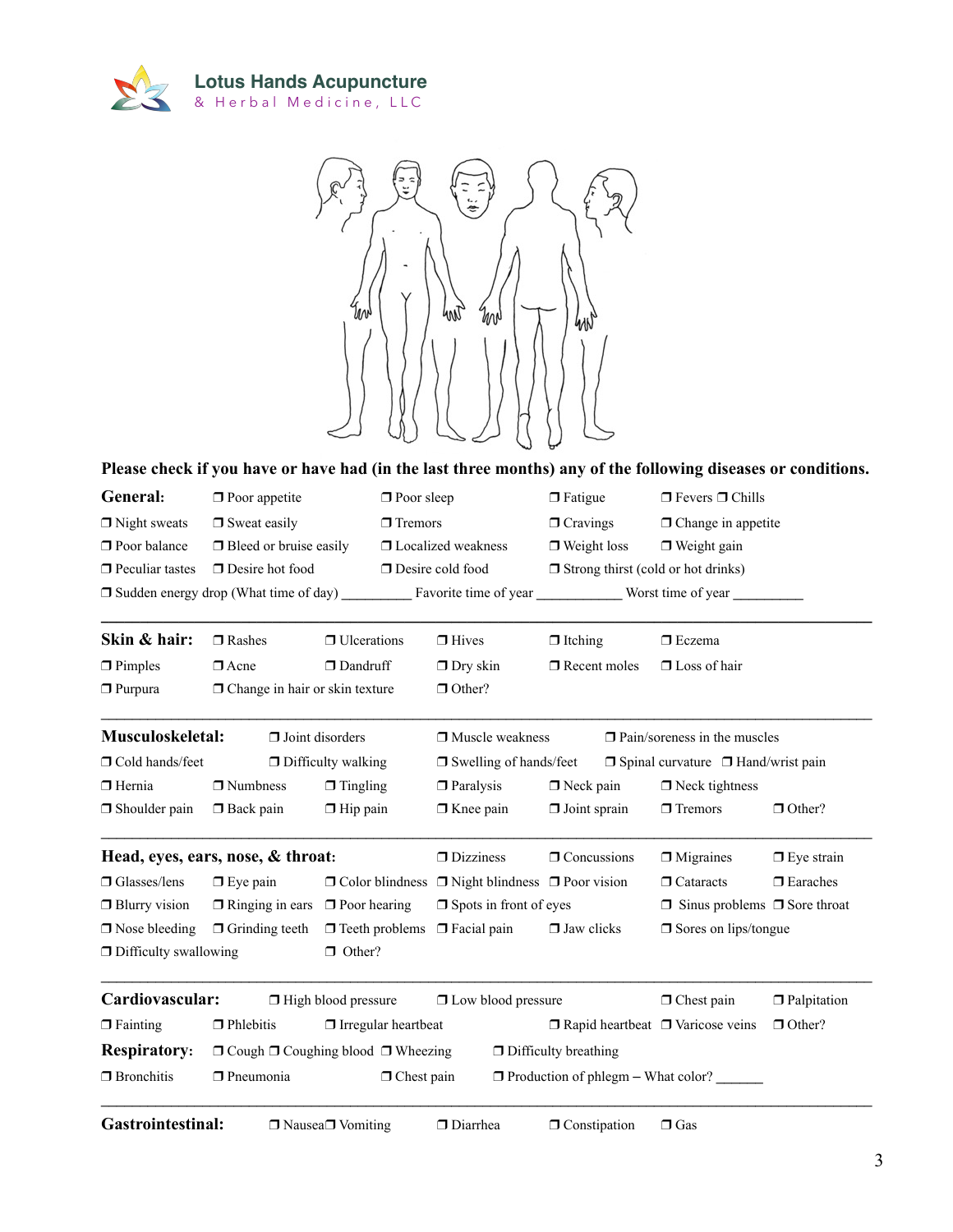**Lotus Hands Acupuncture**
& Herbal Medicine, LLC

**Please check if you have or have had (in the last three months) any of the following diseases or conditions.**

**General:** ❐ Poor appetite ❐ Poor sleep ❐ Fatigue ❐ Fevers ❐ Chills
❐ Night sweats ❐ Sweat easily ❐ Tremors ❐ Cravings ❐ Change in appetite
❐ Poor balance ❐ Bleed or bruise easily ❐ Localized weakness ❐ Weight loss ❐ Weight gain
❐ Peculiar tastes ❐ Desire hot food ❐ Desire cold food ❐ Strong thirst (cold or hot drinks)
❐ Sudden energy drop (What time of day) _________ Favorite time of year ___________ Worst time of year _________

---

**Skin & hair:** ❐ Rashes ❐ Ulcerations ❐ Hives ❐ Itching ❐ Eczema
❐ Pimples ❐ Acne ❐ Dandruff ❐ Dry skin ❐ Recent moles ❐ Loss of hair
❐ Purpura ❐ Change in hair or skin texture ❐ Other?

---

**Musculoskeletal:** ❐ Joint disorders ❐ Muscle weakness ❐ Pain/soreness in the muscles
❐ Cold hands/feet ❐ Difficulty walking ❐ Swelling of hands/feet ❐ Spinal curvature ❐ Hand/wrist pain
❐ Hernia ❐ Numbness ❐ Tingling ❐ Paralysis ❐ Neck pain ❐ Neck tightness
❐ Shoulder pain ❐ Back pain ❐ Hip pain ❐ Knee pain ❐ Joint sprain ❐ Tremors ❐ Other?

---

**Head, eyes, ears, nose, & throat:** ❐ Dizziness ❐ Concussions ❐ Migraines ❐ Eye strain
❐ Glasses/lens ❐ Eye pain ❐ Color blindness ❐ Night blindness ❐ Poor vision ❐ Cataracts ❐ Earaches
❐ Blurry vision ❐ Ringing in ears ❐ Poor hearing ❐ Spots in front of eyes ❐ Sinus problems ❐ Sore throat
❐ Nose bleeding ❐ Grinding teeth ❐ Teeth problems ❐ Facial pain ❐ Jaw clicks ❐ Sores on lips/tongue
❐ Difficulty swallowing ❐ Other?

---

**Cardiovascular:** ❐ High blood pressure ❐ Low blood pressure ❐ Chest pain ❐ Palpitation
❐ Fainting ❐ Phlebitis ❐ Irregular heartbeat ❐ Rapid heartbeat ❐ Varicose veins ❐ Other?

**Respiratory:** ❐ Cough ❐ Coughing blood ❐ Wheezing ❐ Difficulty breathing
❐ Bronchitis ❐ Pneumonia ❐ Chest pain ❐ Production of phlegm – What color? ______

---

**Gastrointestinal:** ❐ Nausea ❐ Vomiting ❐ Diarrhea ❐ Constipation ❐ Gas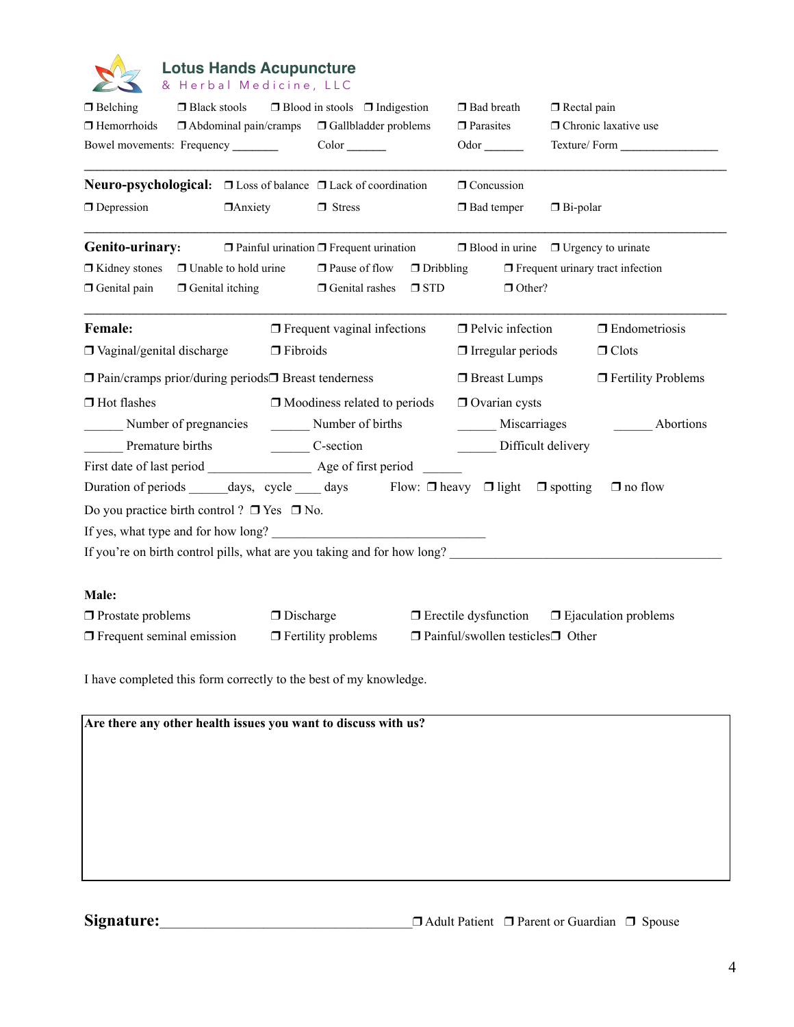**Lotus Hands Acupuncture**
& Herbal Medicine, LLC

❒ Belching ❒ Black stools ❒ Blood in stools ❒ Indigestion ❒ Bad breath ❒ Rectal pain
❒ Hemorrhoids ❒ Abdominal pain/cramps ❒ Gallbladder problems ❒ Parasites ❒ Chronic laxative use
Bowel movements: Frequency ______ Color ______ Odor ______ Texture/ Form ________________

---

**Neuro-psychological:** ❒ Loss of balance ❒ Lack of coordination ❒ Concussion
❒ Depression ❒Anxiety ❒ Stress ❒ Bad temper ❒ Bi-polar

---

**Genito-urinary:** ❒ Painful urination ❒ Frequent urination ❒ Blood in urine ❒ Urgency to urinate
❒ Kidney stones ❒ Unable to hold urine ❒ Pause of flow ❒ Dribbling ❒ Frequent urinary tract infection
❒ Genital pain ❒ Genital itching ❒ Genital rashes ❒ STD ❒ Other?

---

**Female:** ❒ Frequent vaginal infections ❒ Pelvic infection ❒ Endometriosis
❒ Vaginal/genital discharge ❒ Fibroids ❒ Irregular periods ❒ Clots
❒ Pain/cramps prior/during periods ❒ Breast tenderness ❒ Breast Lumps ❒ Fertility Problems
❒ Hot flashes ❒ Moodiness related to periods ❒ Ovarian cysts
______ Number of pregnancies ______ Number of births ______ Miscarriages ______ Abortions
______ Premature births ______ C-section ______ Difficult delivery
First date of last period _______________ Age of first period ______
Duration of periods ______days, cycle ____ days Flow: ❒ heavy ❒ light ❒ spotting ❒ no flow
Do you practice birth control ? ❒ Yes ❒ No.
If yes, what type and for how long? ________________________________
If you're on birth control pills, what are you taking and for how long? ____________________________________________

**Male:**
❒ Prostate problems ❒ Discharge ❒ Erectile dysfunction ❒ Ejaculation problems
❒ Frequent seminal emission ❒ Fertility problems ❒ Painful/swollen testicles ❒ Other

I have completed this form correctly to the best of my knowledge.

**Are there any other health issues you want to discuss with us?**

**Signature:**_____________________________________ ❒ Adult Patient ❒ Parent or Guardian ❒ Spouse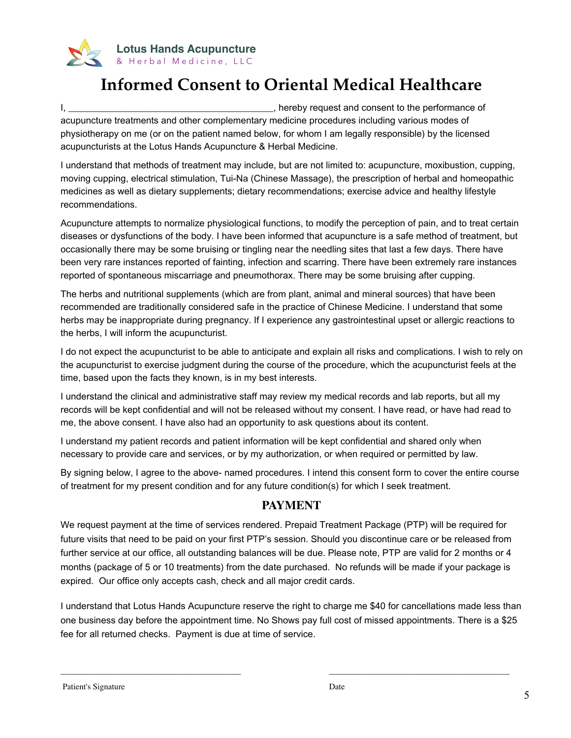**Lotus Hands Acupuncture**
& Herbal Medicine, LLC

# Informed Consent to Oriental Medical Healthcare

I, ________________________________________, hereby request and consent to the performance of acupuncture treatments and other complementary medicine procedures including various modes of physiotherapy on me (or on the patient named below, for whom I am legally responsible) by the licensed acupuncturists at the Lotus Hands Acupuncture & Herbal Medicine.

I understand that methods of treatment may include, but are not limited to: acupuncture, moxibustion, cupping, moving cupping, electrical stimulation, Tui-Na (Chinese Massage), the prescription of herbal and homeopathic medicines as well as dietary supplements; dietary recommendations; exercise advice and healthy lifestyle recommendations.

Acupuncture attempts to normalize physiological functions, to modify the perception of pain, and to treat certain diseases or dysfunctions of the body. I have been informed that acupuncture is a safe method of treatment, but occasionally there may be some bruising or tingling near the needling sites that last a few days. There have been very rare instances reported of fainting, infection and scarring. There have been extremely rare instances reported of spontaneous miscarriage and pneumothorax. There may be some bruising after cupping.

The herbs and nutritional supplements (which are from plant, animal and mineral sources) that have been recommended are traditionally considered safe in the practice of Chinese Medicine. I understand that some herbs may be inappropriate during pregnancy. If I experience any gastrointestinal upset or allergic reactions to the herbs, I will inform the acupuncturist.

I do not expect the acupuncturist to be able to anticipate and explain all risks and complications. I wish to rely on the acupuncturist to exercise judgment during the course of the procedure, which the acupuncturist feels at the time, based upon the facts they known, is in my best interests.

I understand the clinical and administrative staff may review my medical records and lab reports, but all my records will be kept confidential and will not be released without my consent. I have read, or have had read to me, the above consent. I have also had an opportunity to ask questions about its content.

I understand my patient records and patient information will be kept confidential and shared only when necessary to provide care and services, or by my authorization, or when required or permitted by law.

By signing below, I agree to the above- named procedures. I intend this consent form to cover the entire course of treatment for my present condition and for any future condition(s) for which I seek treatment.

## PAYMENT

We request payment at the time of services rendered. Prepaid Treatment Package (PTP) will be required for future visits that need to be paid on your first PTP's session. Should you discontinue care or be released from further service at our office, all outstanding balances will be due. Please note, PTP are valid for 2 months or 4 months (package of 5 or 10 treatments) from the date purchased. No refunds will be made if your package is expired. Our office only accepts cash, check and all major credit cards.

I understand that Lotus Hands Acupuncture reserve the right to charge me $40 for cancellations made less than one business day before the appointment time. No Shows pay full cost of missed appointments. There is a $25 fee for all returned checks. Payment is due at time of service.

______________________________________ ______________________________________

Patient's Signature Date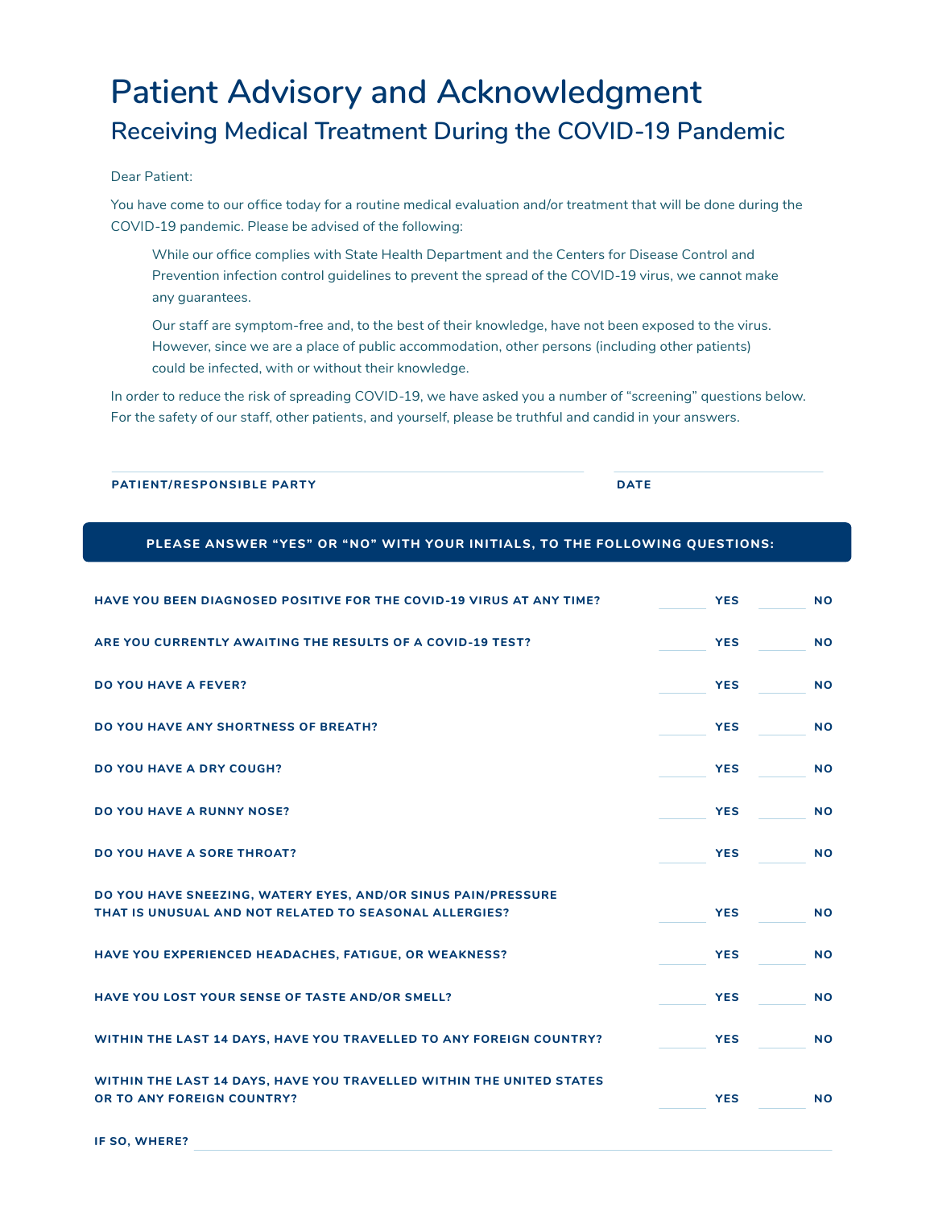# Patient Advisory and Acknowledgment

## Receiving Medical Treatment During the COVID-19 Pandemic

Dear Patient:

You have come to our office today for a routine medical evaluation and/or treatment that will be done during the COVID-19 pandemic. Please be advised of the following:

> While our office complies with State Health Department and the Centers for Disease Control and Prevention infection control guidelines to prevent the spread of the COVID-19 virus, we cannot make any guarantees.
>
> Our staff are symptom-free and, to the best of their knowledge, have not been exposed to the virus. However, since we are a place of public accommodation, other persons (including other patients) could be infected, with or without their knowledge.

In order to reduce the risk of spreading COVID-19, we have asked you a number of "screening" questions below. For the safety of our staff, other patients, and yourself, please be truthful and candid in your answers.

**PATIENT/RESPONSIBLE PARTY** ______________________ **DATE** ____________

**PLEASE ANSWER "YES" OR "NO" WITH YOUR INITIALS, TO THE FOLLOWING QUESTIONS:**

| | | |
|---|---|---|
| **HAVE YOU BEEN DIAGNOSED POSITIVE FOR THE COVID-19 VIRUS AT ANY TIME?** | ____ **YES** | ____ **NO** |
| **ARE YOU CURRENTLY AWAITING THE RESULTS OF A COVID-19 TEST?** | ____ **YES** | ____ **NO** |
| **DO YOU HAVE A FEVER?** | ____ **YES** | ____ **NO** |
| **DO YOU HAVE ANY SHORTNESS OF BREATH?** | ____ **YES** | ____ **NO** |
| **DO YOU HAVE A DRY COUGH?** | ____ **YES** | ____ **NO** |
| **DO YOU HAVE A RUNNY NOSE?** | ____ **YES** | ____ **NO** |
| **DO YOU HAVE A SORE THROAT?** | ____ **YES** | ____ **NO** |
| **DO YOU HAVE SNEEZING, WATERY EYES, AND/OR SINUS PAIN/PRESSURE THAT IS UNUSUAL AND NOT RELATED TO SEASONAL ALLERGIES?** | ____ **YES** | ____ **NO** |
| **HAVE YOU EXPERIENCED HEADACHES, FATIGUE, OR WEAKNESS?** | ____ **YES** | ____ **NO** |
| **HAVE YOU LOST YOUR SENSE OF TASTE AND/OR SMELL?** | ____ **YES** | ____ **NO** |
| **WITHIN THE LAST 14 DAYS, HAVE YOU TRAVELLED TO ANY FOREIGN COUNTRY?** | ____ **YES** | ____ **NO** |
| **WITHIN THE LAST 14 DAYS, HAVE YOU TRAVELLED WITHIN THE UNITED STATES OR TO ANY FOREIGN COUNTRY?** | ____ **YES** | ____ **NO** |

**IF SO, WHERE?** ______________________________________________